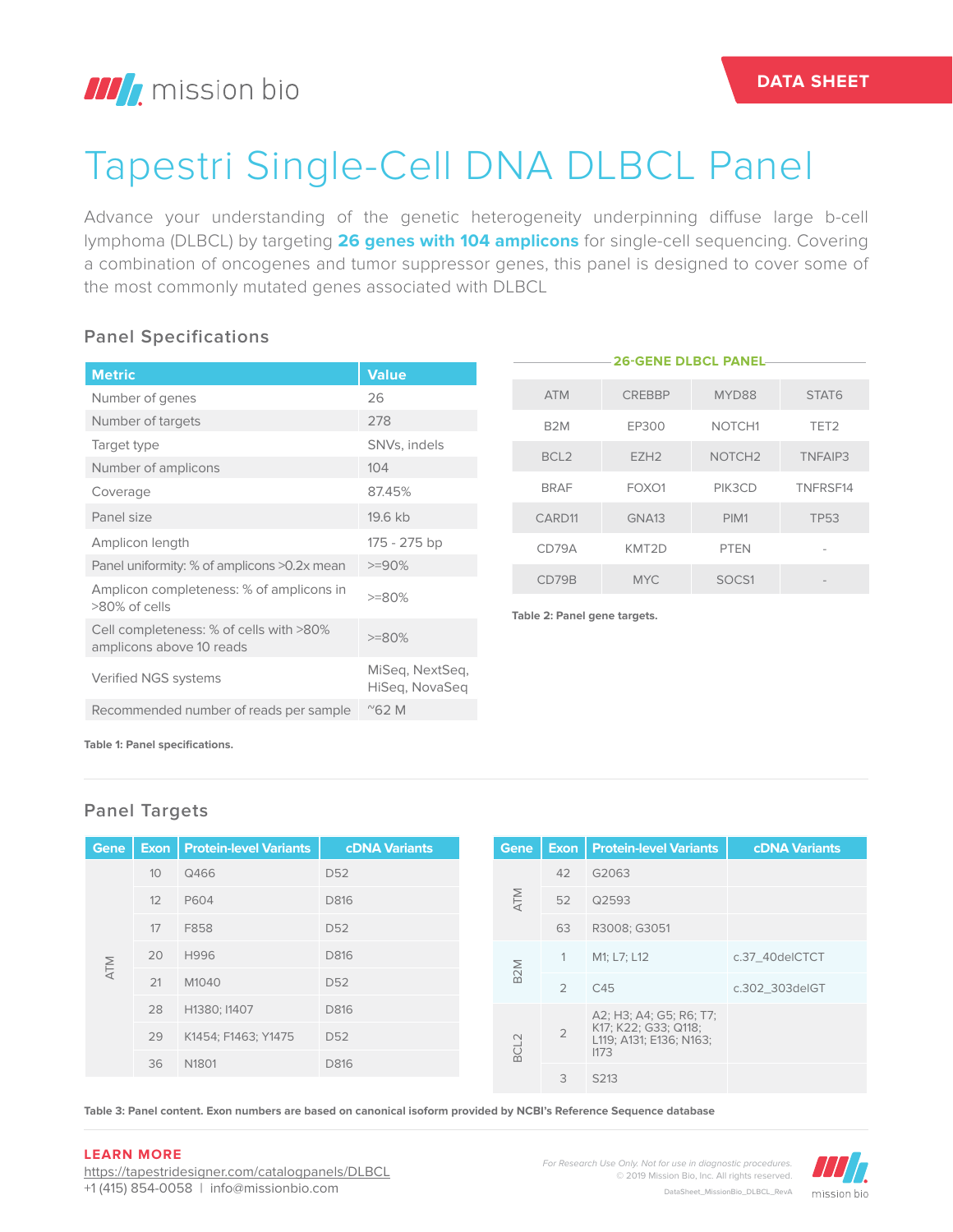DATA SHEET

# Tapestri Single-Cell DNA DLBCL Panel

Advance your understanding of the genetic heterogeneity underpinning diffuse large b-cell lymphoma (DLBCL) by targeting **26 genes with 104 amplicons** for single-cell sequencing. Covering a combination of oncogenes and tumor suppressor genes, this panel is designed to cover some of the most commonly mutated genes associated with DLBCL

## Panel Specifications

| Metric | Value |
|---|---|
| Number of genes | 26 |
| Number of targets | 278 |
| Target type | SNVs, indels |
| Number of amplicons | 104 |
| Coverage | 87.45% |
| Panel size | 19.6 kb |
| Amplicon length | 175 - 275 bp |
| Panel uniformity: % of amplicons >0.2x mean | >=90% |
| Amplicon completeness: % of amplicons in >80% of cells | >=80% |
| Cell completeness: % of cells with >80% amplicons above 10 reads | >=80% |
| Verified NGS systems | MiSeq, NextSeq, HiSeq, NovaSeq |
| Recommended number of reads per sample | ~62 M |

**Table 1: Panel specifications.**

**26-GENE DLBCL PANEL**

| | | | |
|---|---|---|---|
| ATM | CREBBP | MYD88 | STAT6 |
| B2M | EP300 | NOTCH1 | TET2 |
| BCL2 | EZH2 | NOTCH2 | TNFAIP3 |
| BRAF | FOXO1 | PIK3CD | TNFRSF14 |
| CARD11 | GNA13 | PIM1 | TP53 |
| CD79A | KMT2D | PTEN | - |
| CD79B | MYC | SOCS1 | - |

**Table 2: Panel gene targets.**

## Panel Targets

| Gene | Exon | Protein-level Variants | cDNA Variants |
|---|---|---|---|
| ATM | 10 | Q466 | D52 |
| | 12 | P604 | D816 |
| | 17 | F858 | D52 |
| | 20 | H996 | D816 |
| | 21 | M1040 | D52 |
| | 28 | H1380; I1407 | D816 |
| | 29 | K1454; F1463; Y1475 | D52 |
| | 36 | N1801 | D816 |
| ATM | 42 | G2063 | |
| | 52 | Q2593 | |
| | 63 | R3008; G3051 | |
| B2M | 1 | M1; L7; L12 | c.37_40delCTCT |
| | 2 | C45 | c.302_303delGT |
| BCL2 | 2 | A2; H3; A4; G5; R6; T7; K17; K22; G33; Q118; L119; A131; E136; N163; I173 | |
| | 3 | S213 | |

**Table 3: Panel content. Exon numbers are based on canonical isoform provided by NCBI's Reference Sequence database**

**LEARN MORE**
https://tapestridesigner.com/catalogpanels/DLBCL
+1 (415) 854-0058 | info@missionbio.com

*For Research Use Only. Not for use in diagnostic procedures.*
© 2019 Mission Bio, Inc. All rights reserved.
DataSheet_MissionBio_DLBCL_RevA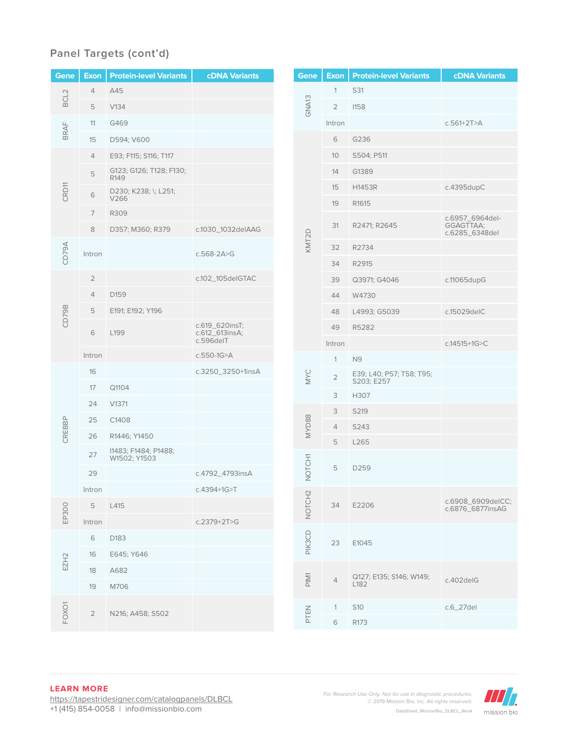## Panel Targets (cont'd)

| Gene | Exon | Protein-level Variants | cDNA Variants |
|---|---|---|---|
| BCL2 | 4 | A45 | |
| | 5 | V134 | |
| BRAF | 11 | G469 | |
| | 15 | D594; V600 | |
| CRD11 | 4 | E93; F115; S116; T117 | |
| | 5 | G123; G126; T128; F130; R149 | |
| | 6 | D230; K238; \; L251; V266 | |
| | 7 | R309 | |
| | 8 | D357; M360; R379 | c.1030_1032delAAG |
| CD79A | Intron | | c.568-2A>G |
| CD79B | 2 | | c.102_105delGTAC |
| | 4 | D159 | |
| | 5 | E191; E192; Y196 | |
| | 6 | L199 | c.619_620insT; c.612_613insA; c.596delT |
| | Intron | | c.550-1G>A |
| CREBBP | 16 | | c.3250_3250+1insA |
| | 17 | Q1104 | |
| | 24 | V1371 | |
| | 25 | C1408 | |
| | 26 | R1446; Y1450 | |
| | 27 | I1483; F1484; P1488; W1502; Y1503 | |
| | 29 | | c.4792_4793insA |
| | Intron | | c.4394+1G>T |
| EP300 | 5 | L415 | |
| | Intron | | c.2379+2T>G |
| EZH2 | 6 | D183 | |
| | 16 | E645; Y646 | |
| | 18 | A682 | |
| | 19 | M706 | |
| FOXO1 | 2 | N216; A458; S502 | |

| Gene | Exon | Protein-level Variants | cDNA Variants |
|---|---|---|---|
| GNA13 | 1 | S31 | |
| | 2 | I158 | |
| | Intron | | c.561+2T>A |
| KMT2D | 6 | G236 | |
| | 10 | S504; P511 | |
| | 14 | G1389 | |
| | 15 | H1453R | c.4395dupC |
| | 19 | R1615 | |
| | 31 | R2471; R2645 | c.6957_6964del-GGAGTTAA; c.6285_6348del |
| | 32 | R2734 | |
| | 34 | R2915 | |
| | 39 | Q3971; G4046 | c.11065dupG |
| | 44 | W4730 | |
| | 48 | L4993; G5039 | c.15029delC |
| | 49 | R5282 | |
| | Intron | | c.14515+1G>C |
| MYC | 1 | N9 | |
| | 2 | E39; L40; P57; T58; T95; S203; E257 | |
| | 3 | H307 | |
| MYD88 | 3 | S219 | |
| | 4 | S243 | |
| | 5 | L265 | |
| NOTCH1 | 5 | D259 | |
| NOTCH2 | 34 | E2206 | c.6908_6909delCC; c.6876_6877insAG |
| PIK3CD | 23 | E1045 | |
| PIM1 | 4 | Q127; E135; S146; W149; L182 | c.402delG |
| PTEN | 1 | S10 | c.6_27del |
| | 6 | R173 | |

**LEARN MORE**
https://tapestridesigner.com/catalogpanels/DLBCL
+1 (415) 854-0058 | info@missionbio.com

*For Research Use Only. Not for use in diagnostic procedures.*
© 2019 Mission Bio, Inc. All rights reserved.
DataSheet_MissionBio_DLBCL_RevA

mission bio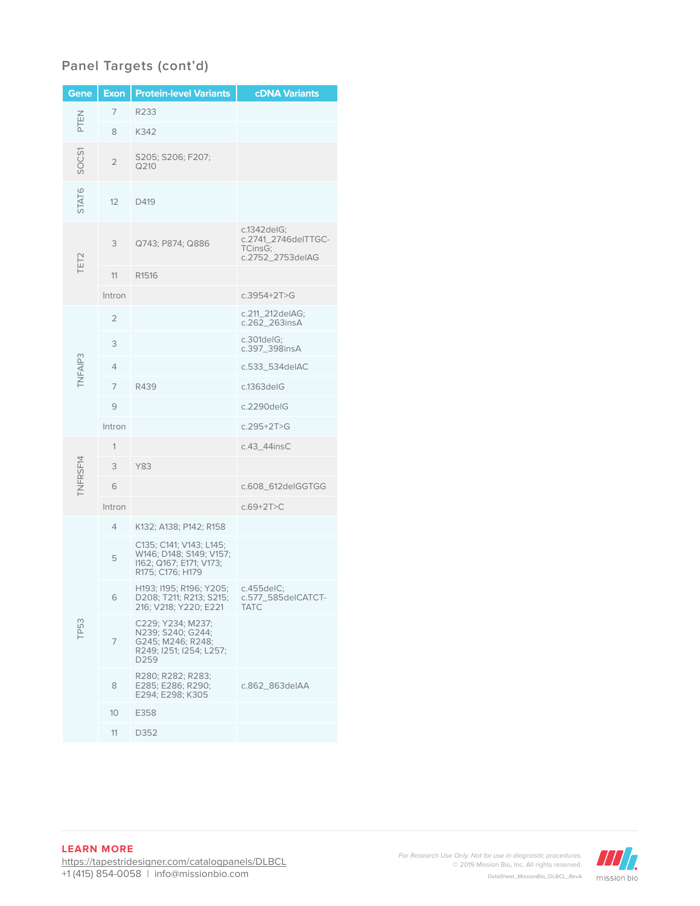## Panel Targets (cont'd)

| Gene | Exon | Protein-level Variants | cDNA Variants |
|---|---|---|---|
| PTEN | 7 | R233 | |
| | 8 | K342 | |
| SOCS1 | 2 | S205; S206; F207; Q210 | |
| STAT6 | 12 | D419 | |
| TET2 | 3 | Q743; P874; Q886 | c.1342delG; c.2741_2746delTTGC-TCinsG; c.2752_2753delAG |
| | 11 | R1516 | |
| | Intron | | c.3954+2T>G |
| TNFAIP3 | 2 | | c.211_212delAG; c.262_263insA |
| | 3 | | c.301delG; c.397_398insA |
| | 4 | | c.533_534delAC |
| | 7 | R439 | c.1363delG |
| | 9 | | c.2290delG |
| | Intron | | c.295+2T>G |
| TNFRSF14 | 1 | | c.43_44insC |
| | 3 | Y83 | |
| | 6 | | c.608_612delGGTGG |
| | Intron | | c.69+2T>C |
| TP53 | 4 | K132; A138; P142; R158 | |
| | 5 | C135; C141; V143; L145; W146; D148; S149; V157; I162; Q167; E171; V173; R175; C176; H179 | |
| | 6 | H193; I195; R196; Y205; D208; T211; R213; S215; 216; V218; Y220; E221 | c.455delC; c.577_585delCATCT-TATC |
| | 7 | C229; Y234; M237; N239; S240; G244; G245; M246; R248; R249; I251; I254; L257; D259 | |
| | 8 | R280; R282; R283; E285; E286; R290; E294; E298; K305 | c.862_863delAA |
| | 10 | E358 | |
| | 11 | D352 | |

**LEARN MORE**
https://tapestridesigner.com/catalogpanels/DLBCL
+1 (415) 854-0058 | info@missionbio.com

*For Research Use Only. Not for use in diagnostic procedures.*
© 2019 Mission Bio, Inc. All rights reserved.
DataSheet_MissionBio_DLBCL_RevA

mission bio